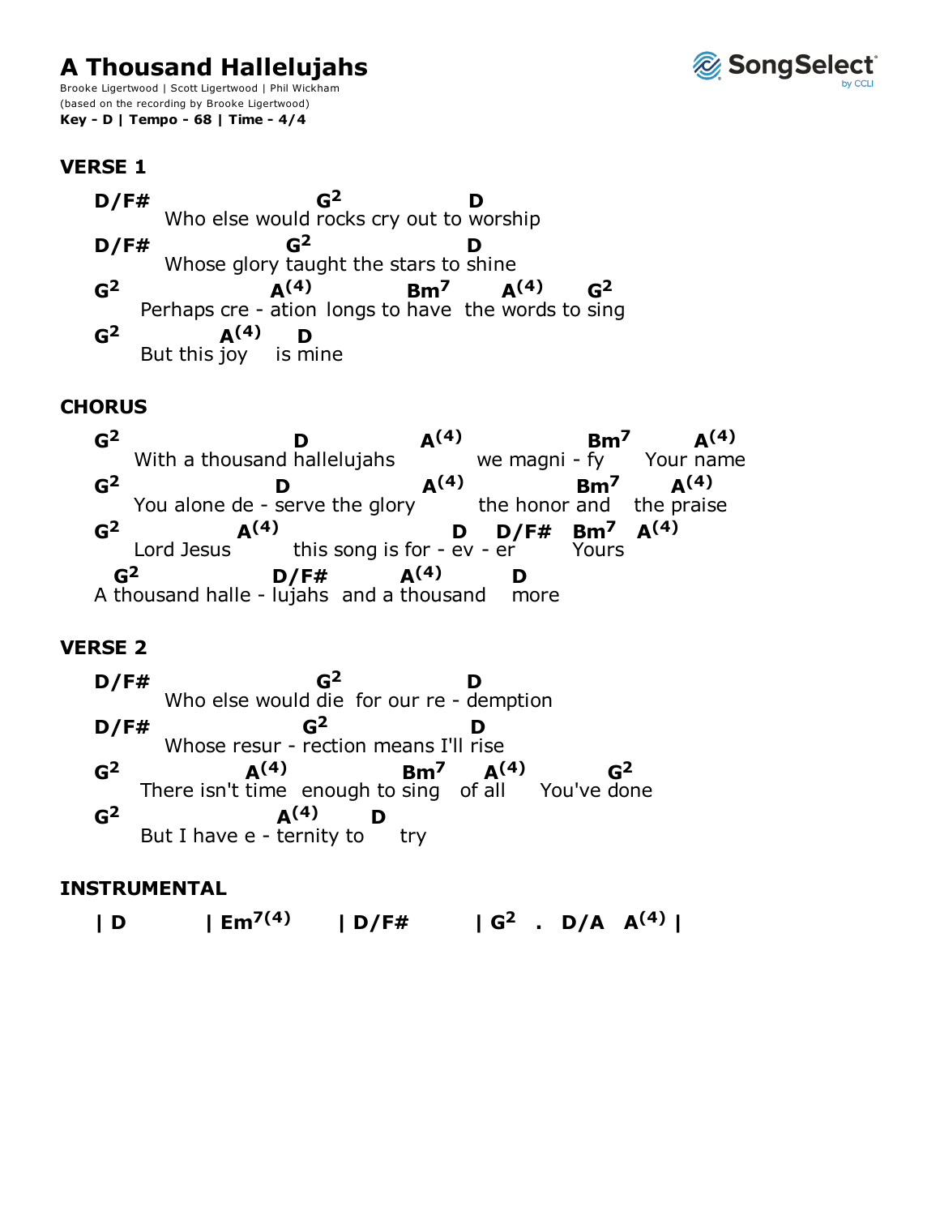# A Thousand Hallelujahs

Brooke Ligertwood | Scott Ligertwood | Phil Wickham
(based on the recording by Brooke Ligertwood)
**Key - D | Tempo - 68 | Time - 4/4**

## VERSE 1

```
D/F#                  G2                D
      Who else would rocks cry out to worship
D/F#                G2                  D
      Whose glory taught the stars to shine
G2                A(4)          Bm7       A(4)     G2
    Perhaps cre - ation  longs to have  the words to sing
G2              A(4)     D
    But this joy      is mine
```

## CHORUS

```
G2                         D                   A(4)                Bm7       A(4)
    With a thousand hallelujahs                      we magni - fy    Your name
G2                       D                        A(4)               Bm7       A(4)
    You alone de - serve the glory                      the honor and   the praise
G2                  A(4)                         D     D/F#   Bm7    A(4)
    Lord Jesus              this song is for - ev - er        Yours
  G2                   D/F#           A(4)           D
A thousand halle - lujahs  and a thousand       more
```

## VERSE 2

```
D/F#                  G2                D
      Who else would die  for our re - demption
D/F#                G2                   D
      Whose resur - rection means I'll rise
G2              A(4)              Bm7      A(4)         G2
    There isn't time  enough to sing   of all      You've done
G2                    A(4)           D
    But I have e - ternity to       try
```

## INSTRUMENTAL

```
| D        | Em7(4)      | D/F#        | G2  .  D/A   A(4) |
```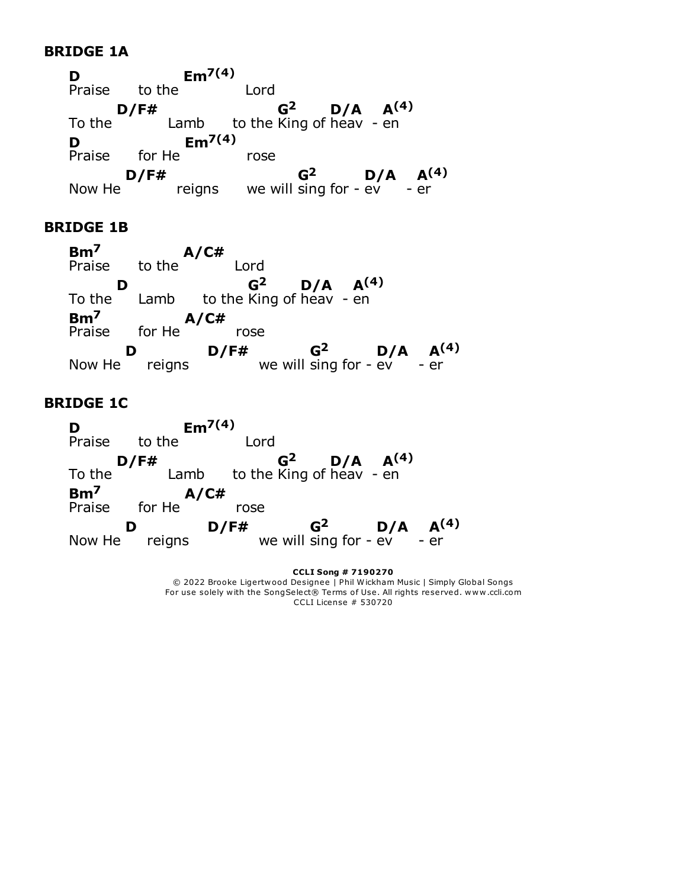## BRIDGE 1A

```
D                  Em7(4)
Praise    to the            Lord
       D/F#                       G2      D/A    A(4)
To the         Lamb     to the King of heav  - en
D                  Em7(4)
Praise    for He            rose
        D/F#                          G2       D/A    A(4)
Now He          reigns     we will sing for - ev     - er
```

## BRIDGE 1B

```
Bm7                A/C#
Praise    to the           Lord
        D                    G2      D/A    A(4)
To the     Lamb     to the King of heav  - en
Bm7                A/C#
Praise    for He           rose
         D           D/F#            G2        D/A    A(4)
Now He     reigns              we will sing for - ev     - er
```

## BRIDGE 1C

```
D                  Em7(4)
Praise    to the            Lord
       D/F#                       G2      D/A    A(4)
To the         Lamb     to the King of heav  - en
Bm7                A/C#
Praise    for He           rose
         D           D/F#            G2        D/A    A(4)
Now He     reigns              we will sing for - ev     - er
```

**CCLI Song # 7190270**
© 2022 Brooke Ligertwood Designee | Phil Wickham Music | Simply Global Songs
For use solely with the SongSelect® Terms of Use. All rights reserved. www.ccli.com
CCLI License # 530720